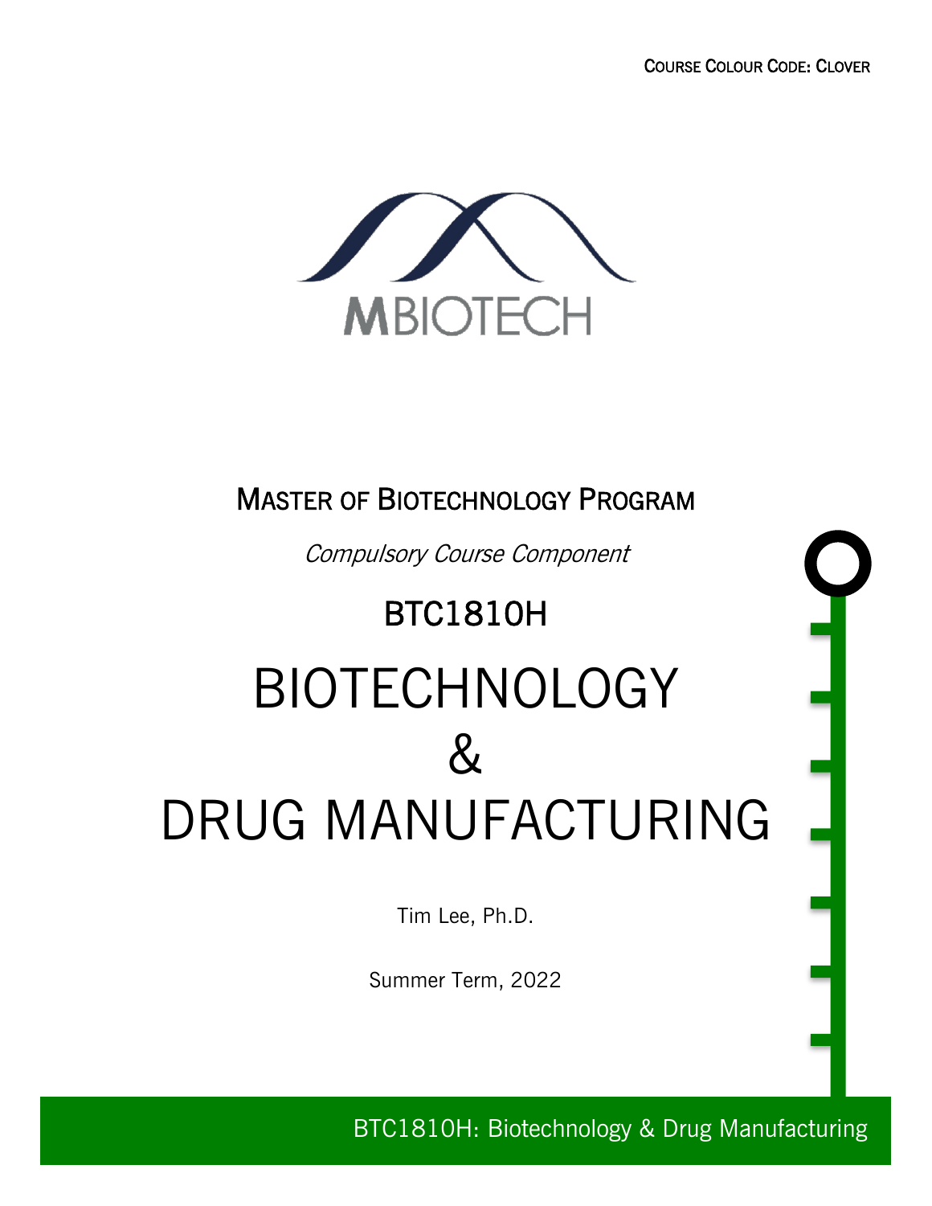COURSE COLOUR CODE: CLOVER

MBIOTECH

## MASTER OF BIOTECHNOLOGY PROGRAM

*Compulsory Course Component*

## BTC1810H

# BIOTECHNOLOGY & DRUG MANUFACTURING

Tim Lee, Ph.D.

Summer Term, 2022

BTC1810H: Biotechnology & Drug Manufacturing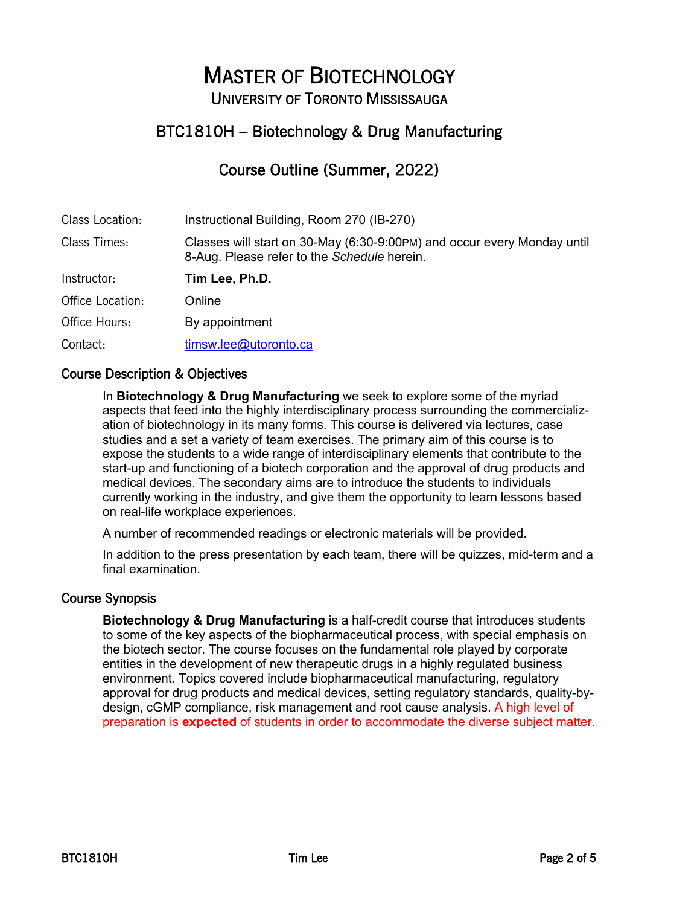# MASTER OF BIOTECHNOLOGY

## UNIVERSITY OF TORONTO MISSISSAUGA

## BTC1810H – Biotechnology & Drug Manufacturing

## Course Outline (Summer, 2022)

| | |
|---|---|
| Class Location: | Instructional Building, Room 270 (IB-270) |
| Class Times: | Classes will start on 30-May (6:30-9:00PM) and occur every Monday until 8-Aug. Please refer to the *Schedule* herein. |
| Instructor: | **Tim Lee, Ph.D.** |
| Office Location: | Online |
| Office Hours: | By appointment |
| Contact: | timsw.lee@utoronto.ca |

### Course Description & Objectives

In **Biotechnology & Drug Manufacturing** we seek to explore some of the myriad aspects that feed into the highly interdisciplinary process surrounding the commercialization of biotechnology in its many forms. This course is delivered via lectures, case studies and a set a variety of team exercises. The primary aim of this course is to expose the students to a wide range of interdisciplinary elements that contribute to the start-up and functioning of a biotech corporation and the approval of drug products and medical devices. The secondary aims are to introduce the students to individuals currently working in the industry, and give them the opportunity to learn lessons based on real-life workplace experiences.

A number of recommended readings or electronic materials will be provided.

In addition to the press presentation by each team, there will be quizzes, mid-term and a final examination.

### Course Synopsis

**Biotechnology & Drug Manufacturing** is a half-credit course that introduces students to some of the key aspects of the biopharmaceutical process, with special emphasis on the biotech sector. The course focuses on the fundamental role played by corporate entities in the development of new therapeutic drugs in a highly regulated business environment. Topics covered include biopharmaceutical manufacturing, regulatory approval for drug products and medical devices, setting regulatory standards, quality-by-design, cGMP compliance, risk management and root cause analysis. A high level of preparation is **expected** of students in order to accommodate the diverse subject matter.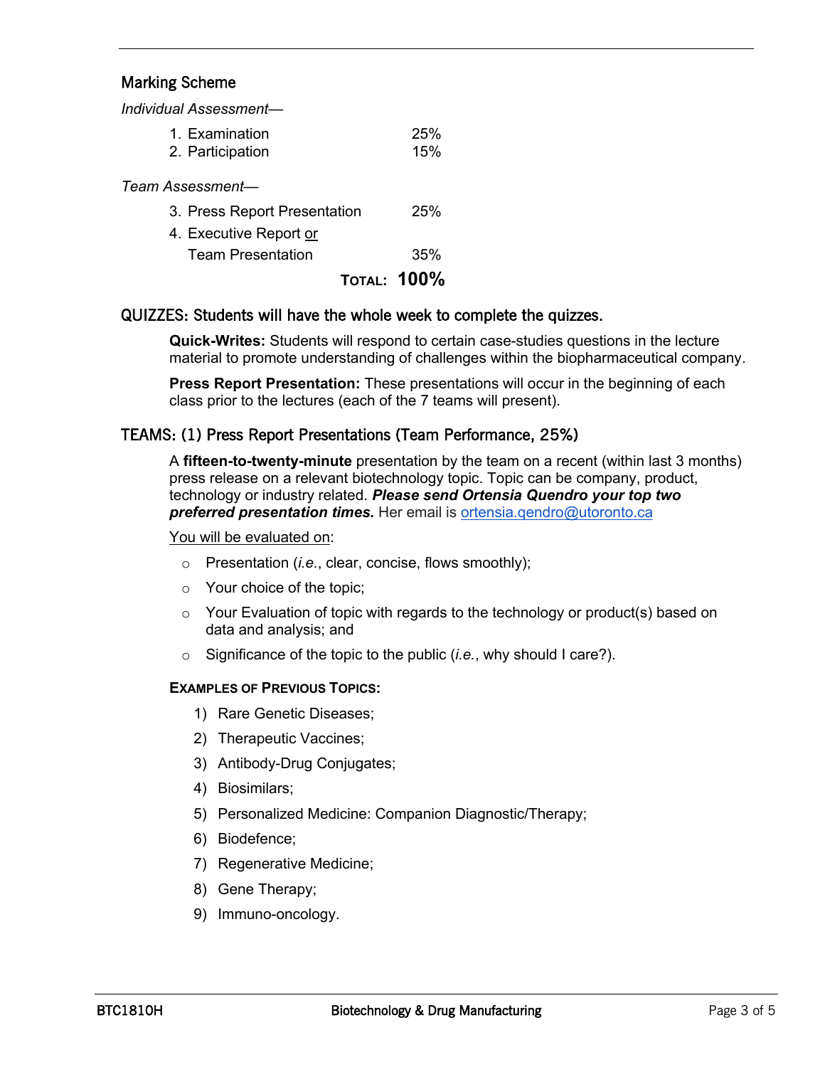## Marking Scheme

*Individual Assessment—*

| | |
|---|---|
| 1. Examination | 25% |
| 2. Participation | 15% |

*Team Assessment—*

| | |
|---|---|
| 3. Press Report Presentation | 25% |
| 4. Executive Report <u>or</u> Team Presentation | 35% |
| **TOTAL:** | **100%** |

## QUIZZES: Students will have the whole week to complete the quizzes.

**Quick-Writes:** Students will respond to certain case-studies questions in the lecture material to promote understanding of challenges within the biopharmaceutical company.

**Press Report Presentation:** These presentations will occur in the beginning of each class prior to the lectures (each of the 7 teams will present).

## TEAMS: (1) Press Report Presentations (Team Performance, 25%)

A **fifteen-to-twenty-minute** presentation by the team on a recent (within last 3 months) press release on a relevant biotechnology topic. Topic can be company, product, technology or industry related. ***Please send Ortensia Quendro your top two preferred presentation times.*** Her email is [ortensia.qendro@utoronto.ca](mailto:ortensia.qendro@utoronto.ca)

<u>You will be evaluated on</u>:

- Presentation (*i.e.*, clear, concise, flows smoothly);
- Your choice of the topic;
- Your Evaluation of topic with regards to the technology or product(s) based on data and analysis; and
- Significance of the topic to the public (*i.e.*, why should I care?).

**EXAMPLES OF PREVIOUS TOPICS:**

1) Rare Genetic Diseases;
2) Therapeutic Vaccines;
3) Antibody-Drug Conjugates;
4) Biosimilars;
5) Personalized Medicine: Companion Diagnostic/Therapy;
6) Biodefence;
7) Regenerative Medicine;
8) Gene Therapy;
9) Immuno-oncology.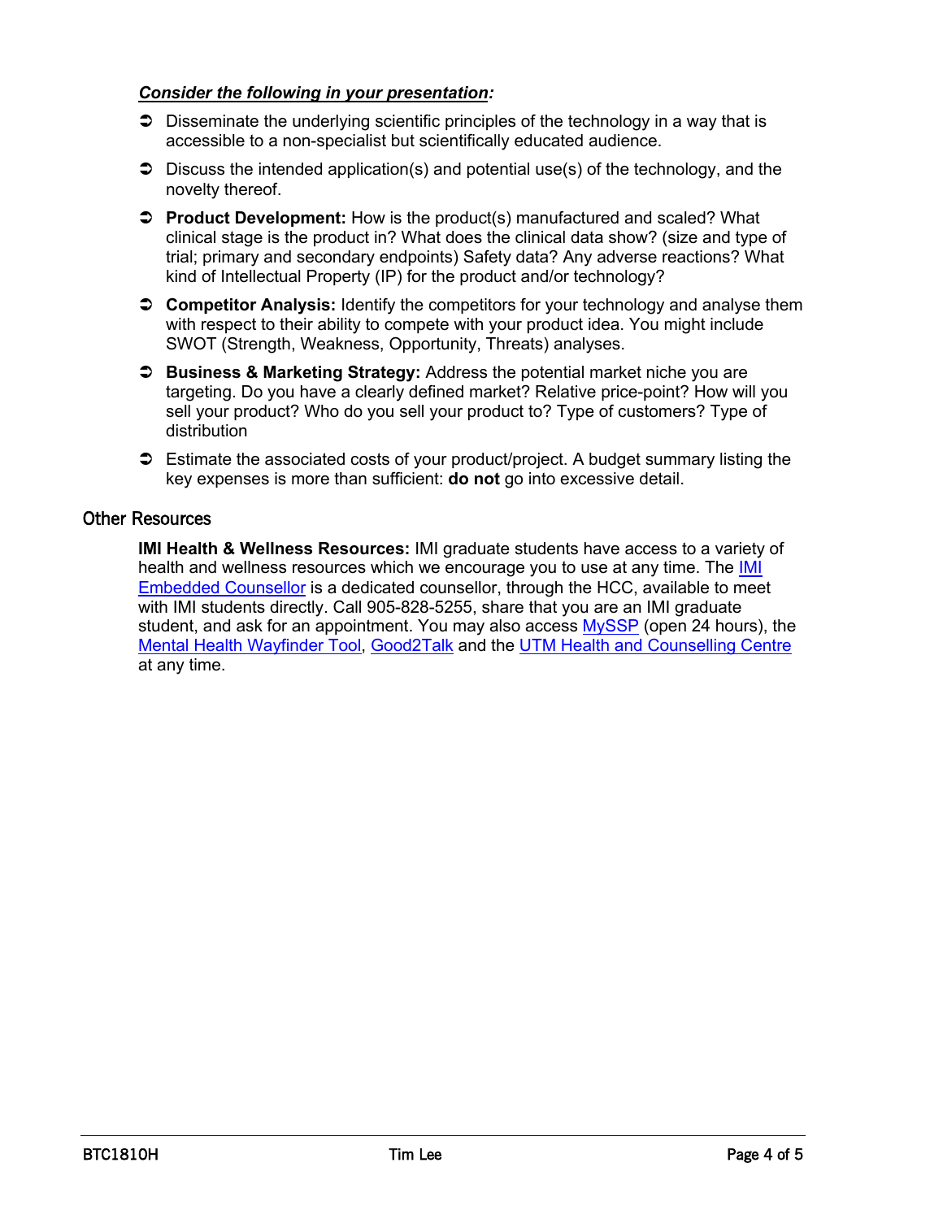***Consider the following in your presentation*:**

- Disseminate the underlying scientific principles of the technology in a way that is accessible to a non-specialist but scientifically educated audience.
- Discuss the intended application(s) and potential use(s) of the technology, and the novelty thereof.
- **Product Development:** How is the product(s) manufactured and scaled? What clinical stage is the product in? What does the clinical data show? (size and type of trial; primary and secondary endpoints) Safety data? Any adverse reactions? What kind of Intellectual Property (IP) for the product and/or technology?
- **Competitor Analysis:** Identify the competitors for your technology and analyse them with respect to their ability to compete with your product idea. You might include SWOT (Strength, Weakness, Opportunity, Threats) analyses.
- **Business & Marketing Strategy:** Address the potential market niche you are targeting. Do you have a clearly defined market? Relative price-point? How will you sell your product? Who do you sell your product to? Type of customers? Type of distribution
- Estimate the associated costs of your product/project. A budget summary listing the key expenses is more than sufficient: **do not** go into excessive detail.

## Other Resources

**IMI Health & Wellness Resources:** IMI graduate students have access to a variety of health and wellness resources which we encourage you to use at any time. The IMI Embedded Counsellor is a dedicated counsellor, through the HCC, available to meet with IMI students directly. Call 905-828-5255, share that you are an IMI graduate student, and ask for an appointment. You may also access MySSP (open 24 hours), the Mental Health Wayfinder Tool, Good2Talk and the UTM Health and Counselling Centre at any time.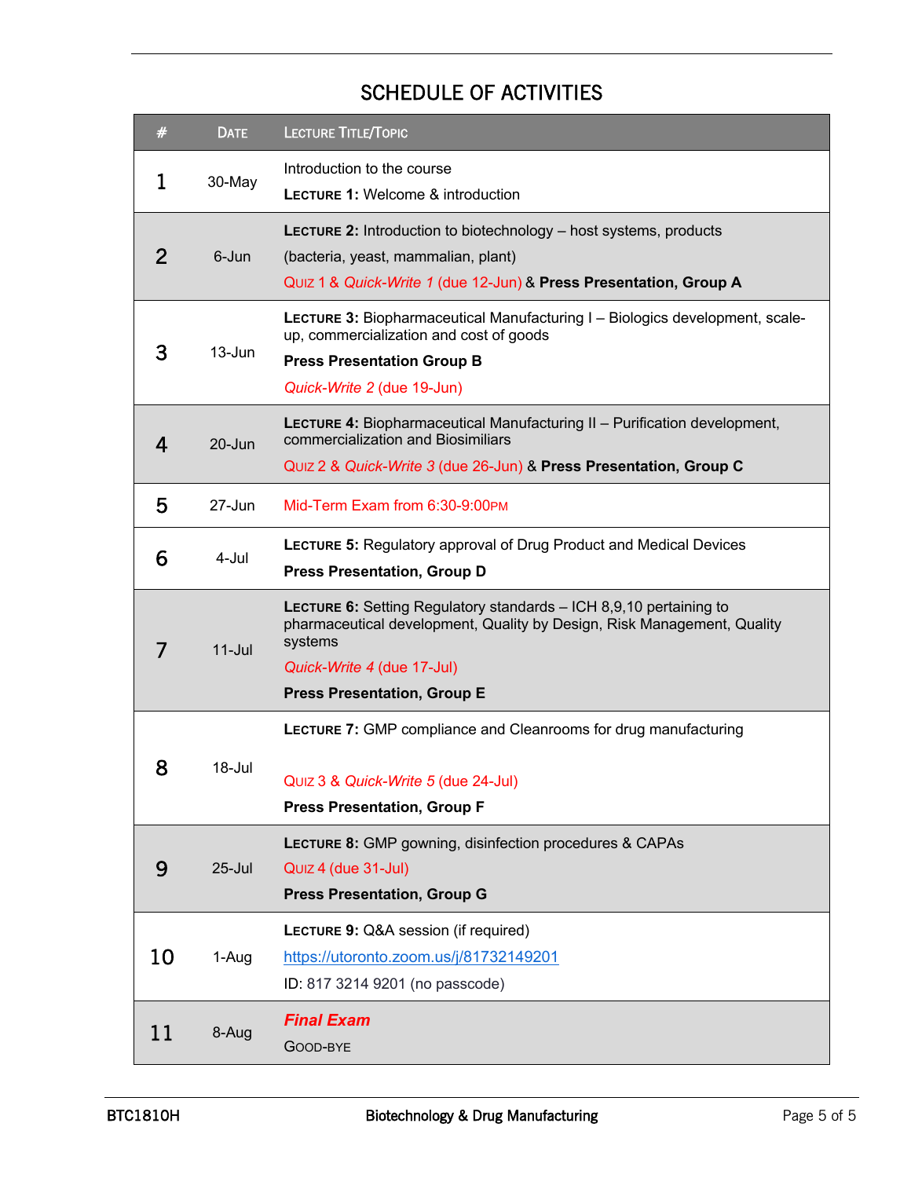## SCHEDULE OF ACTIVITIES

| # | Date | Lecture Title/Topic |
|---|---|---|
| 1 | 30-May | Introduction to the course<br>**Lecture 1:** Welcome & introduction |
| 2 | 6-Jun | **Lecture 2:** Introduction to biotechnology – host systems, products (bacteria, yeast, mammalian, plant)<br>Quiz 1 & *Quick-Write 1* (due 12-Jun) & **Press Presentation, Group A** |
| 3 | 13-Jun | **Lecture 3:** Biopharmaceutical Manufacturing I – Biologics development, scale-up, commercialization and cost of goods<br>**Press Presentation Group B**<br>*Quick-Write 2* (due 19-Jun) |
| 4 | 20-Jun | **Lecture 4:** Biopharmaceutical Manufacturing II – Purification development, commercialization and Biosimiliars<br>Quiz 2 & *Quick-Write 3* (due 26-Jun) & **Press Presentation, Group C** |
| 5 | 27-Jun | Mid-Term Exam from 6:30-9:00PM |
| 6 | 4-Jul | **Lecture 5:** Regulatory approval of Drug Product and Medical Devices<br>**Press Presentation, Group D** |
| 7 | 11-Jul | **Lecture 6:** Setting Regulatory standards – ICH 8,9,10 pertaining to pharmaceutical development, Quality by Design, Risk Management, Quality systems<br>*Quick-Write 4* (due 17-Jul)<br>**Press Presentation, Group E** |
| 8 | 18-Jul | **Lecture 7:** GMP compliance and Cleanrooms for drug manufacturing<br>Quiz 3 & *Quick-Write 5* (due 24-Jul)<br>**Press Presentation, Group F** |
| 9 | 25-Jul | **Lecture 8:** GMP gowning, disinfection procedures & CAPAs<br>Quiz 4 (due 31-Jul)<br>**Press Presentation, Group G** |
| 10 | 1-Aug | **Lecture 9:** Q&A session (if required)<br>https://utoronto.zoom.us/j/81732149201<br>ID: 817 3214 9201 (no passcode) |
| 11 | 8-Aug | ***Final Exam***<br>Good-bye |

BTC1810H Biotechnology & Drug Manufacturing